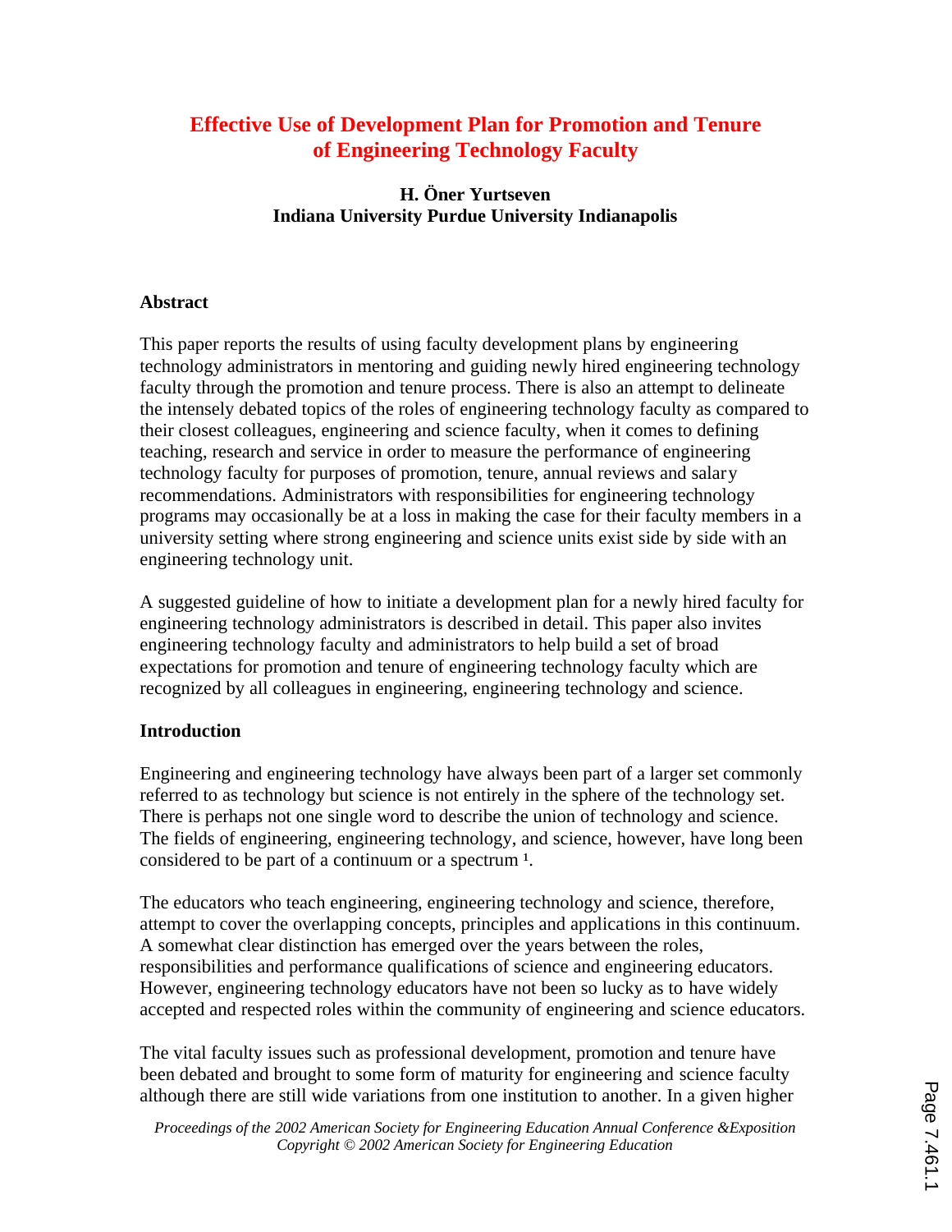# Effective Use of Development Plan for Promotion and Tenure of Engineering Technology Faculty

**H. Öner Yurtseven**
**Indiana University Purdue University Indianapolis**

## Abstract

This paper reports the results of using faculty development plans by engineering technology administrators in mentoring and guiding newly hired engineering technology faculty through the promotion and tenure process. There is also an attempt to delineate the intensely debated topics of the roles of engineering technology faculty as compared to their closest colleagues, engineering and science faculty, when it comes to defining teaching, research and service in order to measure the performance of engineering technology faculty for purposes of promotion, tenure, annual reviews and salary recommendations. Administrators with responsibilities for engineering technology programs may occasionally be at a loss in making the case for their faculty members in a university setting where strong engineering and science units exist side by side with an engineering technology unit.

A suggested guideline of how to initiate a development plan for a newly hired faculty for engineering technology administrators is described in detail. This paper also invites engineering technology faculty and administrators to help build a set of broad expectations for promotion and tenure of engineering technology faculty which are recognized by all colleagues in engineering, engineering technology and science.

## Introduction

Engineering and engineering technology have always been part of a larger set commonly referred to as technology but science is not entirely in the sphere of the technology set. There is perhaps not one single word to describe the union of technology and science. The fields of engineering, engineering technology, and science, however, have long been considered to be part of a continuum or a spectrum [1].

The educators who teach engineering, engineering technology and science, therefore, attempt to cover the overlapping concepts, principles and applications in this continuum. A somewhat clear distinction has emerged over the years between the roles, responsibilities and performance qualifications of science and engineering educators. However, engineering technology educators have not been so lucky as to have widely accepted and respected roles within the community of engineering and science educators.

The vital faculty issues such as professional development, promotion and tenure have been debated and brought to some form of maturity for engineering and science faculty although there are still wide variations from one institution to another. In a given higher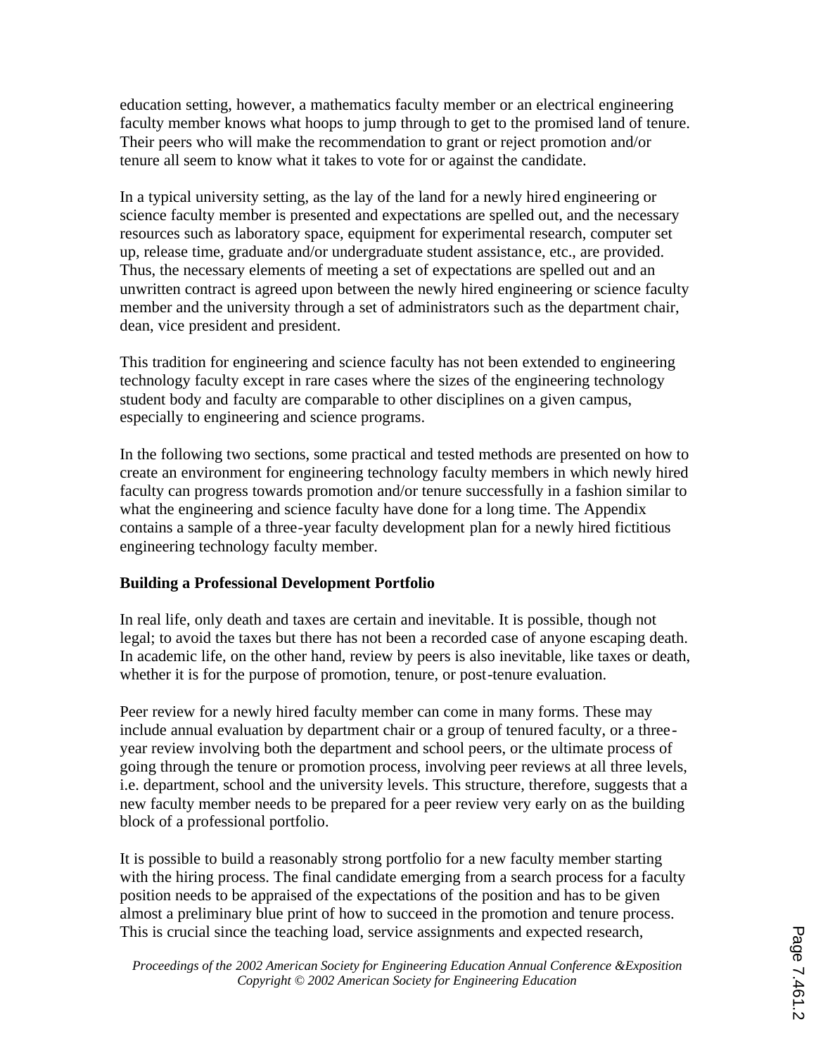education setting, however, a mathematics faculty member or an electrical engineering faculty member knows what hoops to jump through to get to the promised land of tenure. Their peers who will make the recommendation to grant or reject promotion and/or tenure all seem to know what it takes to vote for or against the candidate.

In a typical university setting, as the lay of the land for a newly hired engineering or science faculty member is presented and expectations are spelled out, and the necessary resources such as laboratory space, equipment for experimental research, computer set up, release time, graduate and/or undergraduate student assistance, etc., are provided. Thus, the necessary elements of meeting a set of expectations are spelled out and an unwritten contract is agreed upon between the newly hired engineering or science faculty member and the university through a set of administrators such as the department chair, dean, vice president and president.

This tradition for engineering and science faculty has not been extended to engineering technology faculty except in rare cases where the sizes of the engineering technology student body and faculty are comparable to other disciplines on a given campus, especially to engineering and science programs.

In the following two sections, some practical and tested methods are presented on how to create an environment for engineering technology faculty members in which newly hired faculty can progress towards promotion and/or tenure successfully in a fashion similar to what the engineering and science faculty have done for a long time. The Appendix contains a sample of a three-year faculty development plan for a newly hired fictitious engineering technology faculty member.

**Building a Professional Development Portfolio**

In real life, only death and taxes are certain and inevitable. It is possible, though not legal; to avoid the taxes but there has not been a recorded case of anyone escaping death. In academic life, on the other hand, review by peers is also inevitable, like taxes or death, whether it is for the purpose of promotion, tenure, or post-tenure evaluation.

Peer review for a newly hired faculty member can come in many forms. These may include annual evaluation by department chair or a group of tenured faculty, or a three-year review involving both the department and school peers, or the ultimate process of going through the tenure or promotion process, involving peer reviews at all three levels, i.e. department, school and the university levels. This structure, therefore, suggests that a new faculty member needs to be prepared for a peer review very early on as the building block of a professional portfolio.

It is possible to build a reasonably strong portfolio for a new faculty member starting with the hiring process. The final candidate emerging from a search process for a faculty position needs to be appraised of the expectations of the position and has to be given almost a preliminary blue print of how to succeed in the promotion and tenure process. This is crucial since the teaching load, service assignments and expected research,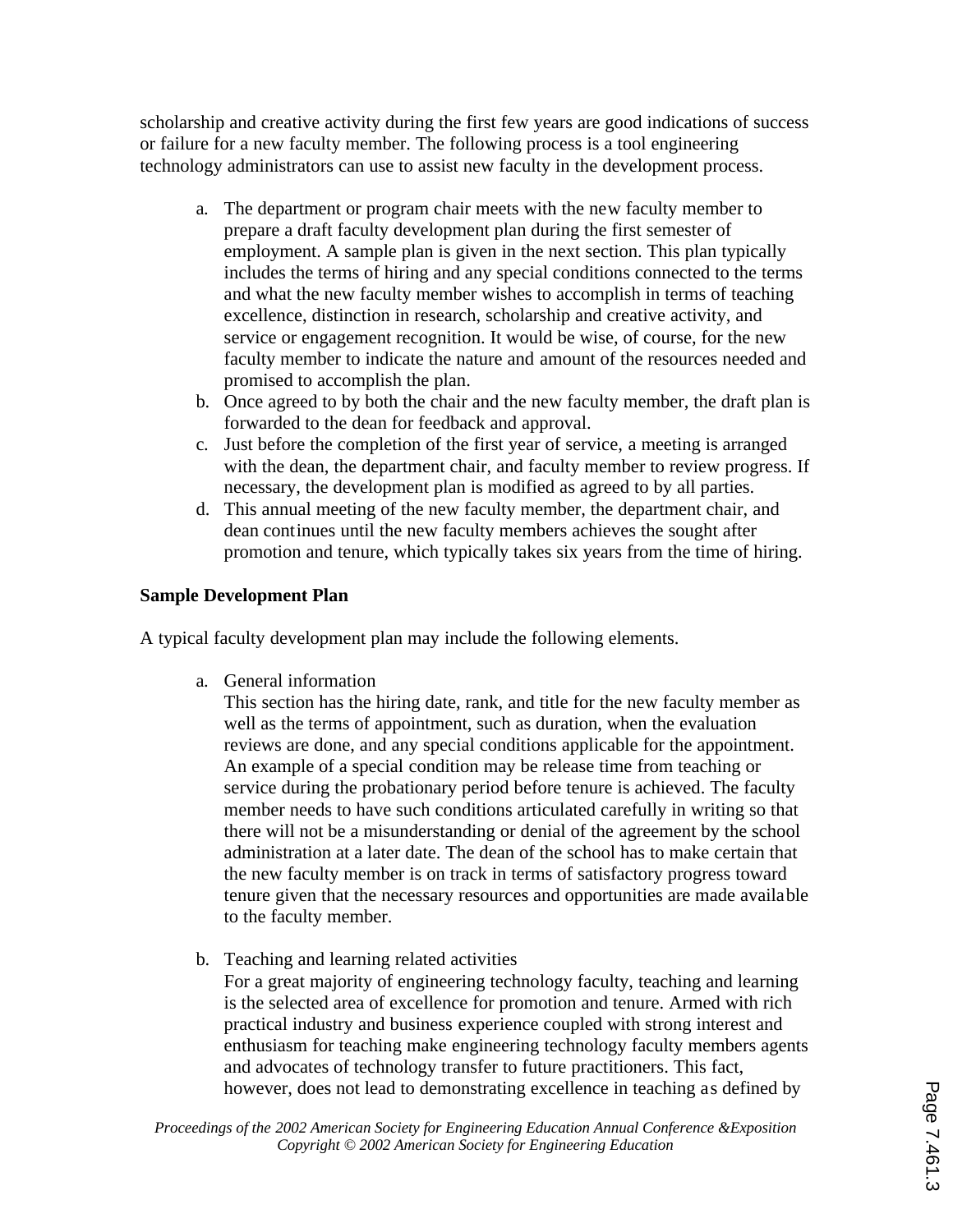scholarship and creative activity during the first few years are good indications of success or failure for a new faculty member. The following process is a tool engineering technology administrators can use to assist new faculty in the development process.

a. The department or program chair meets with the new faculty member to prepare a draft faculty development plan during the first semester of employment. A sample plan is given in the next section. This plan typically includes the terms of hiring and any special conditions connected to the terms and what the new faculty member wishes to accomplish in terms of teaching excellence, distinction in research, scholarship and creative activity, and service or engagement recognition. It would be wise, of course, for the new faculty member to indicate the nature and amount of the resources needed and promised to accomplish the plan.
b. Once agreed to by both the chair and the new faculty member, the draft plan is forwarded to the dean for feedback and approval.
c. Just before the completion of the first year of service, a meeting is arranged with the dean, the department chair, and faculty member to review progress. If necessary, the development plan is modified as agreed to by all parties.
d. This annual meeting of the new faculty member, the department chair, and dean continues until the new faculty members achieves the sought after promotion and tenure, which typically takes six years from the time of hiring.

**Sample Development Plan**

A typical faculty development plan may include the following elements.

a. General information
   This section has the hiring date, rank, and title for the new faculty member as well as the terms of appointment, such as duration, when the evaluation reviews are done, and any special conditions applicable for the appointment. An example of a special condition may be release time from teaching or service during the probationary period before tenure is achieved. The faculty member needs to have such conditions articulated carefully in writing so that there will not be a misunderstanding or denial of the agreement by the school administration at a later date. The dean of the school has to make certain that the new faculty member is on track in terms of satisfactory progress toward tenure given that the necessary resources and opportunities are made available to the faculty member.

b. Teaching and learning related activities
   For a great majority of engineering technology faculty, teaching and learning is the selected area of excellence for promotion and tenure. Armed with rich practical industry and business experience coupled with strong interest and enthusiasm for teaching make engineering technology faculty members agents and advocates of technology transfer to future practitioners. This fact, however, does not lead to demonstrating excellence in teaching as defined by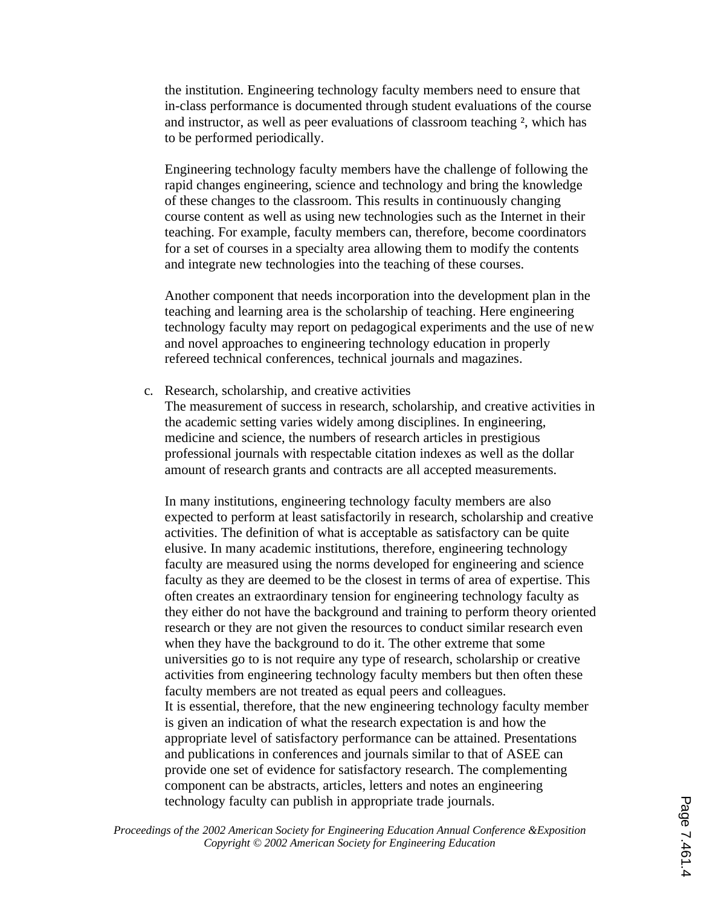the institution. Engineering technology faculty members need to ensure that in-class performance is documented through student evaluations of the course and instructor, as well as peer evaluations of classroom teaching [2], which has to be performed periodically.

Engineering technology faculty members have the challenge of following the rapid changes engineering, science and technology and bring the knowledge of these changes to the classroom. This results in continuously changing course content as well as using new technologies such as the Internet in their teaching. For example, faculty members can, therefore, become coordinators for a set of courses in a specialty area allowing them to modify the contents and integrate new technologies into the teaching of these courses.

Another component that needs incorporation into the development plan in the teaching and learning area is the scholarship of teaching. Here engineering technology faculty may report on pedagogical experiments and the use of new and novel approaches to engineering technology education in properly refereed technical conferences, technical journals and magazines.

c. Research, scholarship, and creative activities

The measurement of success in research, scholarship, and creative activities in the academic setting varies widely among disciplines. In engineering, medicine and science, the numbers of research articles in prestigious professional journals with respectable citation indexes as well as the dollar amount of research grants and contracts are all accepted measurements.

In many institutions, engineering technology faculty members are also expected to perform at least satisfactorily in research, scholarship and creative activities. The definition of what is acceptable as satisfactory can be quite elusive. In many academic institutions, therefore, engineering technology faculty are measured using the norms developed for engineering and science faculty as they are deemed to be the closest in terms of area of expertise. This often creates an extraordinary tension for engineering technology faculty as they either do not have the background and training to perform theory oriented research or they are not given the resources to conduct similar research even when they have the background to do it. The other extreme that some universities go to is not require any type of research, scholarship or creative activities from engineering technology faculty members but then often these faculty members are not treated as equal peers and colleagues.

It is essential, therefore, that the new engineering technology faculty member is given an indication of what the research expectation is and how the appropriate level of satisfactory performance can be attained. Presentations and publications in conferences and journals similar to that of ASEE can provide one set of evidence for satisfactory research. The complementing component can be abstracts, articles, letters and notes an engineering technology faculty can publish in appropriate trade journals.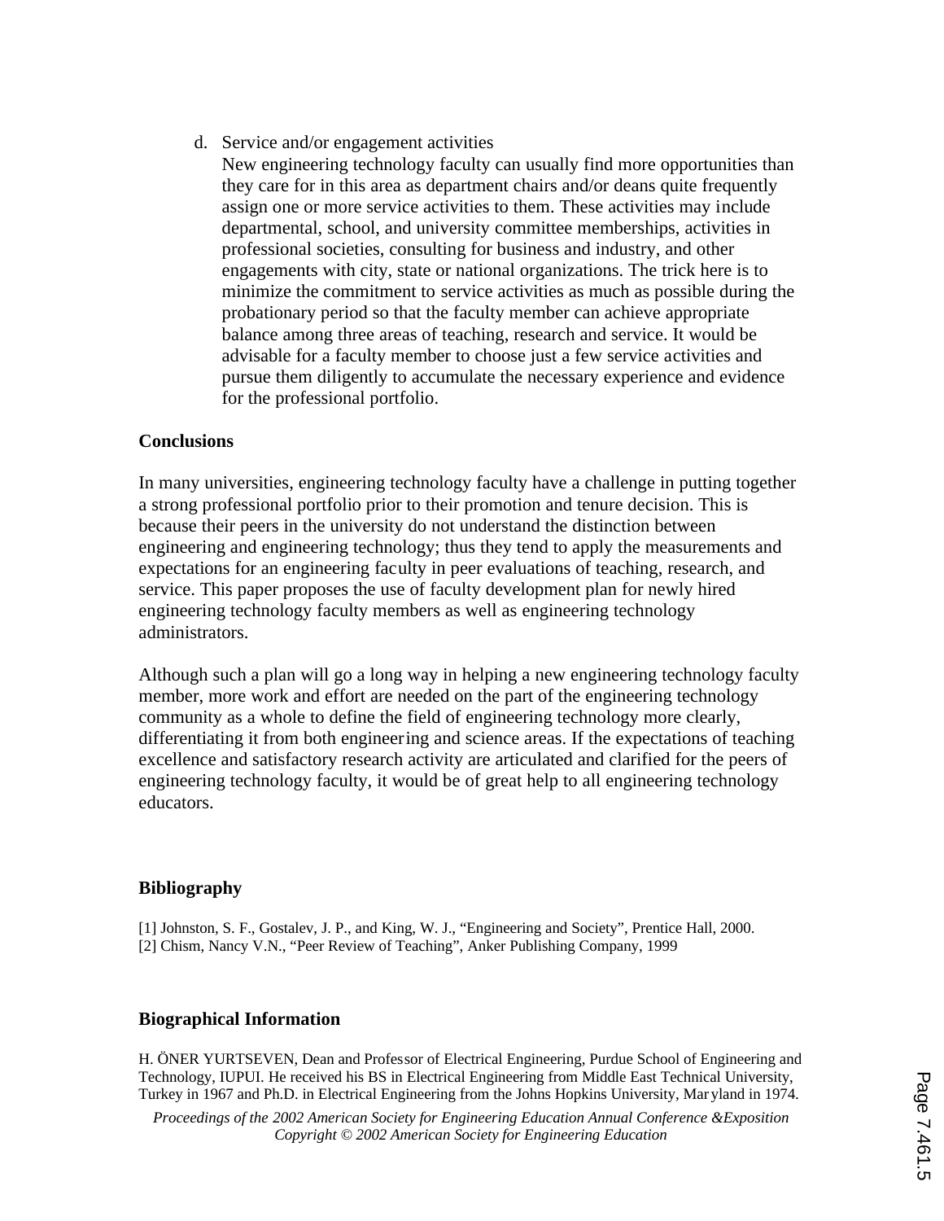d. Service and/or engagement activities
   New engineering technology faculty can usually find more opportunities than they care for in this area as department chairs and/or deans quite frequently assign one or more service activities to them. These activities may include departmental, school, and university committee memberships, activities in professional societies, consulting for business and industry, and other engagements with city, state or national organizations. The trick here is to minimize the commitment to service activities as much as possible during the probationary period so that the faculty member can achieve appropriate balance among three areas of teaching, research and service. It would be advisable for a faculty member to choose just a few service activities and pursue them diligently to accumulate the necessary experience and evidence for the professional portfolio.

## Conclusions

In many universities, engineering technology faculty have a challenge in putting together a strong professional portfolio prior to their promotion and tenure decision. This is because their peers in the university do not understand the distinction between engineering and engineering technology; thus they tend to apply the measurements and expectations for an engineering faculty in peer evaluations of teaching, research, and service. This paper proposes the use of faculty development plan for newly hired engineering technology faculty members as well as engineering technology administrators.

Although such a plan will go a long way in helping a new engineering technology faculty member, more work and effort are needed on the part of the engineering technology community as a whole to define the field of engineering technology more clearly, differentiating it from both engineering and science areas. If the expectations of teaching excellence and satisfactory research activity are articulated and clarified for the peers of engineering technology faculty, it would be of great help to all engineering technology educators.

## Bibliography

[1] Johnston, S. F., Gostalev, J. P., and King, W. J., "Engineering and Society", Prentice Hall, 2000.
[2] Chism, Nancy V.N., "Peer Review of Teaching", Anker Publishing Company, 1999

## Biographical Information

H. ÖNER YURTSEVEN, Dean and Professor of Electrical Engineering, Purdue School of Engineering and Technology, IUPUI. He received his BS in Electrical Engineering from Middle East Technical University, Turkey in 1967 and Ph.D. in Electrical Engineering from the Johns Hopkins University, Maryland in 1974.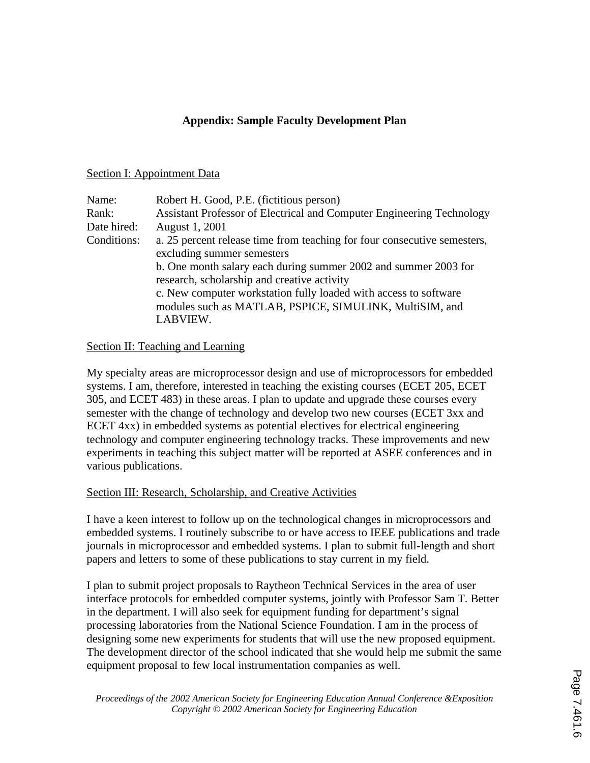## Appendix: Sample Faculty Development Plan

### Section I: Appointment Data

| | |
|---|---|
| Name: | Robert H. Good, P.E. (fictitious person) |
| Rank: | Assistant Professor of Electrical and Computer Engineering Technology |
| Date hired: | August 1, 2001 |
| Conditions: | a. 25 percent release time from teaching for four consecutive semesters, excluding summer semesters<br>b. One month salary each during summer 2002 and summer 2003 for research, scholarship and creative activity<br>c. New computer workstation fully loaded with access to software modules such as MATLAB, PSPICE, SIMULINK, MultiSIM, and LABVIEW. |

### Section II: Teaching and Learning

My specialty areas are microprocessor design and use of microprocessors for embedded systems. I am, therefore, interested in teaching the existing courses (ECET 205, ECET 305, and ECET 483) in these areas. I plan to update and upgrade these courses every semester with the change of technology and develop two new courses (ECET 3xx and ECET 4xx) in embedded systems as potential electives for electrical engineering technology and computer engineering technology tracks. These improvements and new experiments in teaching this subject matter will be reported at ASEE conferences and in various publications.

### Section III: Research, Scholarship, and Creative Activities

I have a keen interest to follow up on the technological changes in microprocessors and embedded systems. I routinely subscribe to or have access to IEEE publications and trade journals in microprocessor and embedded systems. I plan to submit full-length and short papers and letters to some of these publications to stay current in my field.

I plan to submit project proposals to Raytheon Technical Services in the area of user interface protocols for embedded computer systems, jointly with Professor Sam T. Better in the department. I will also seek for equipment funding for department's signal processing laboratories from the National Science Foundation. I am in the process of designing some new experiments for students that will use the new proposed equipment. The development director of the school indicated that she would help me submit the same equipment proposal to few local instrumentation companies as well.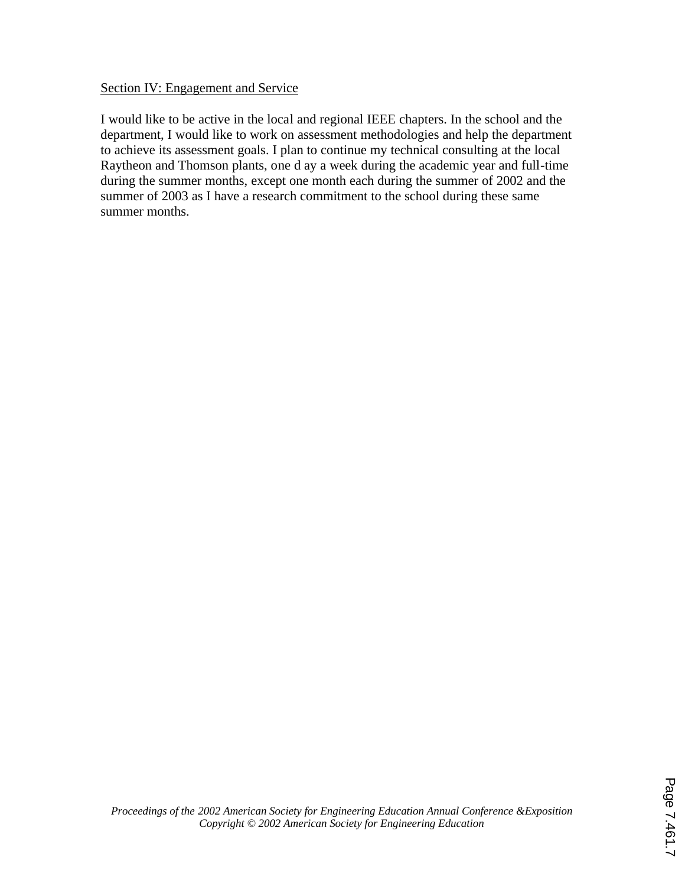Section IV: Engagement and Service

I would like to be active in the local and regional IEEE chapters. In the school and the department, I would like to work on assessment methodologies and help the department to achieve its assessment goals. I plan to continue my technical consulting at the local Raytheon and Thomson plants, one d ay a week during the academic year and full-time during the summer months, except one month each during the summer of 2002 and the summer of 2003 as I have a research commitment to the school during these same summer months.